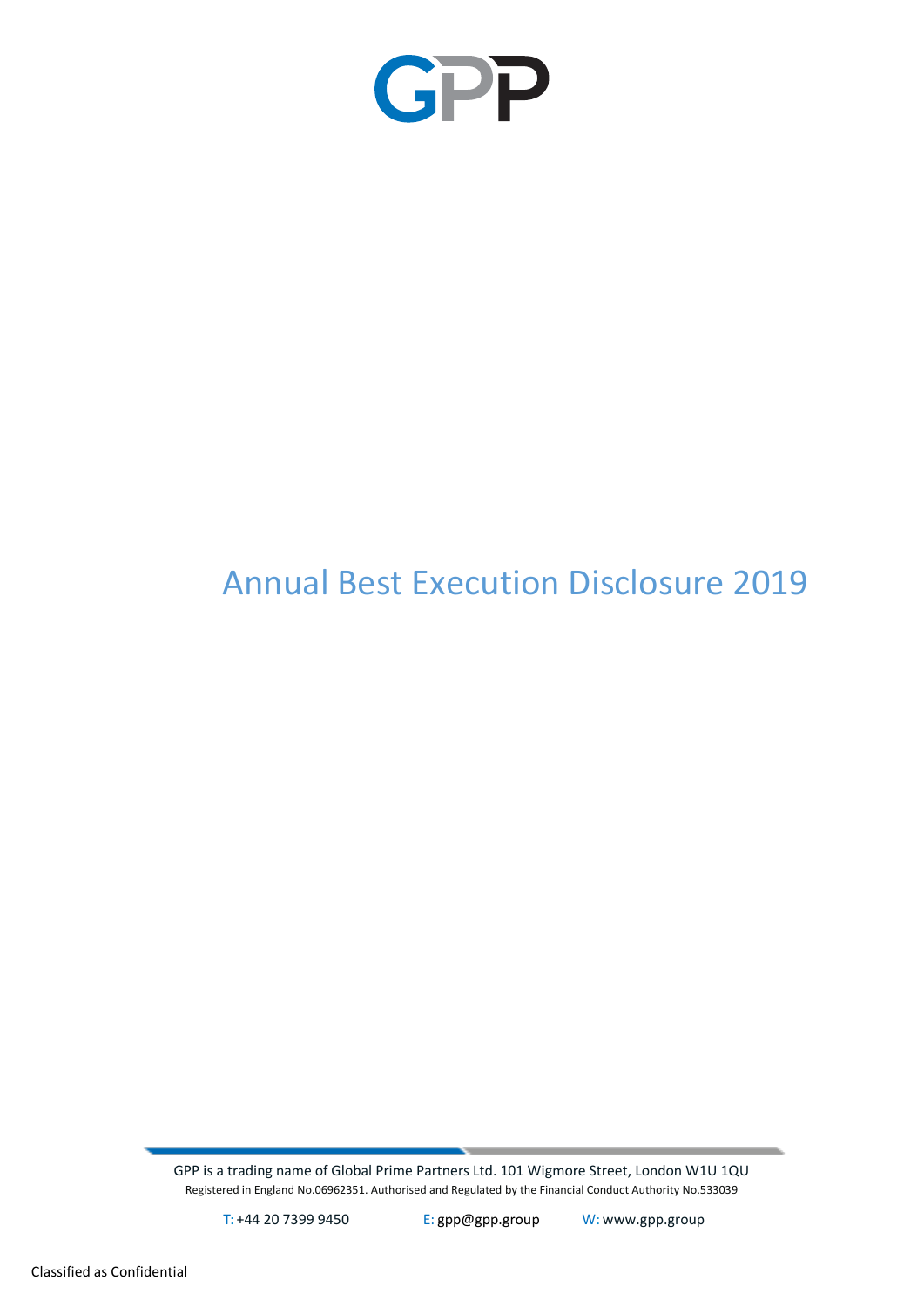GPP

# Annual Best Execution Disclosure 2019

GPP is a trading name of Global Prime Partners Ltd. 101 Wigmore Street, London W1U 1QU
Registered in England No.06962351. Authorised and Regulated by the Financial Conduct Authority No.533039

T: +44 20 7399 9450 E: gpp@gpp.group W: www.gpp.group

Classified as Confidential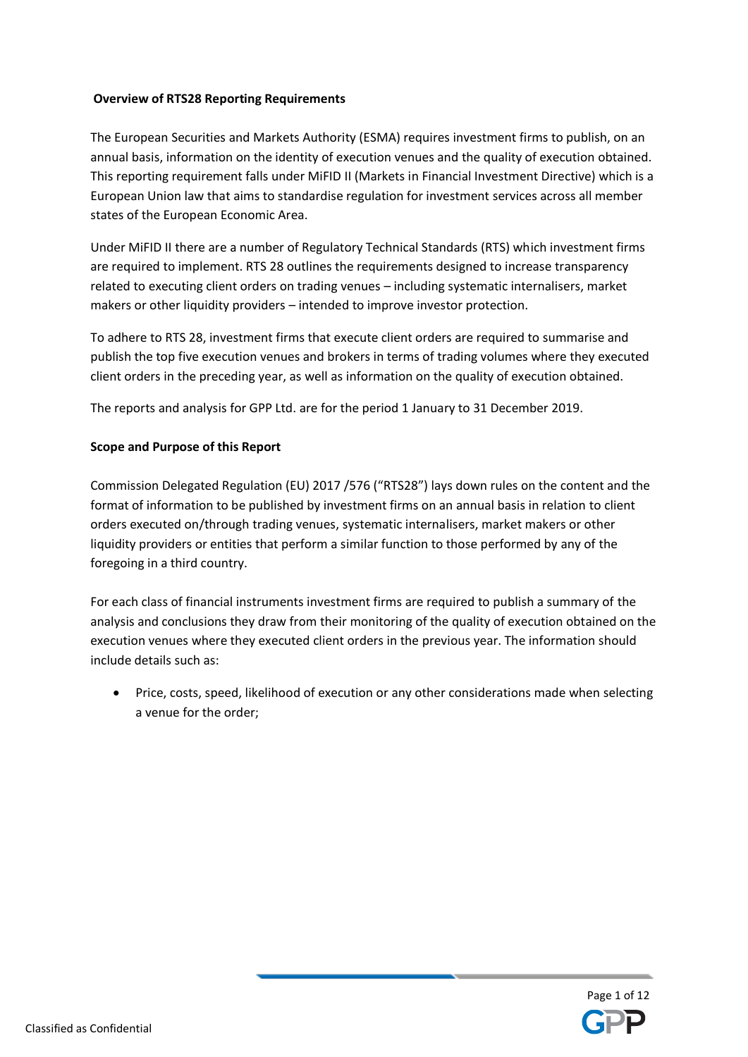**Overview of RTS28 Reporting Requirements**

The European Securities and Markets Authority (ESMA) requires investment firms to publish, on an annual basis, information on the identity of execution venues and the quality of execution obtained. This reporting requirement falls under MiFID II (Markets in Financial Investment Directive) which is a European Union law that aims to standardise regulation for investment services across all member states of the European Economic Area.

Under MiFID II there are a number of Regulatory Technical Standards (RTS) which investment firms are required to implement. RTS 28 outlines the requirements designed to increase transparency related to executing client orders on trading venues – including systematic internalisers, market makers or other liquidity providers – intended to improve investor protection.

To adhere to RTS 28, investment firms that execute client orders are required to summarise and publish the top five execution venues and brokers in terms of trading volumes where they executed client orders in the preceding year, as well as information on the quality of execution obtained.

The reports and analysis for GPP Ltd. are for the period 1 January to 31 December 2019.

**Scope and Purpose of this Report**

Commission Delegated Regulation (EU) 2017 /576 ("RTS28") lays down rules on the content and the format of information to be published by investment firms on an annual basis in relation to client orders executed on/through trading venues, systematic internalisers, market makers or other liquidity providers or entities that perform a similar function to those performed by any of the foregoing in a third country.

For each class of financial instruments investment firms are required to publish a summary of the analysis and conclusions they draw from their monitoring of the quality of execution obtained on the execution venues where they executed client orders in the previous year. The information should include details such as:

- Price, costs, speed, likelihood of execution or any other considerations made when selecting a venue for the order;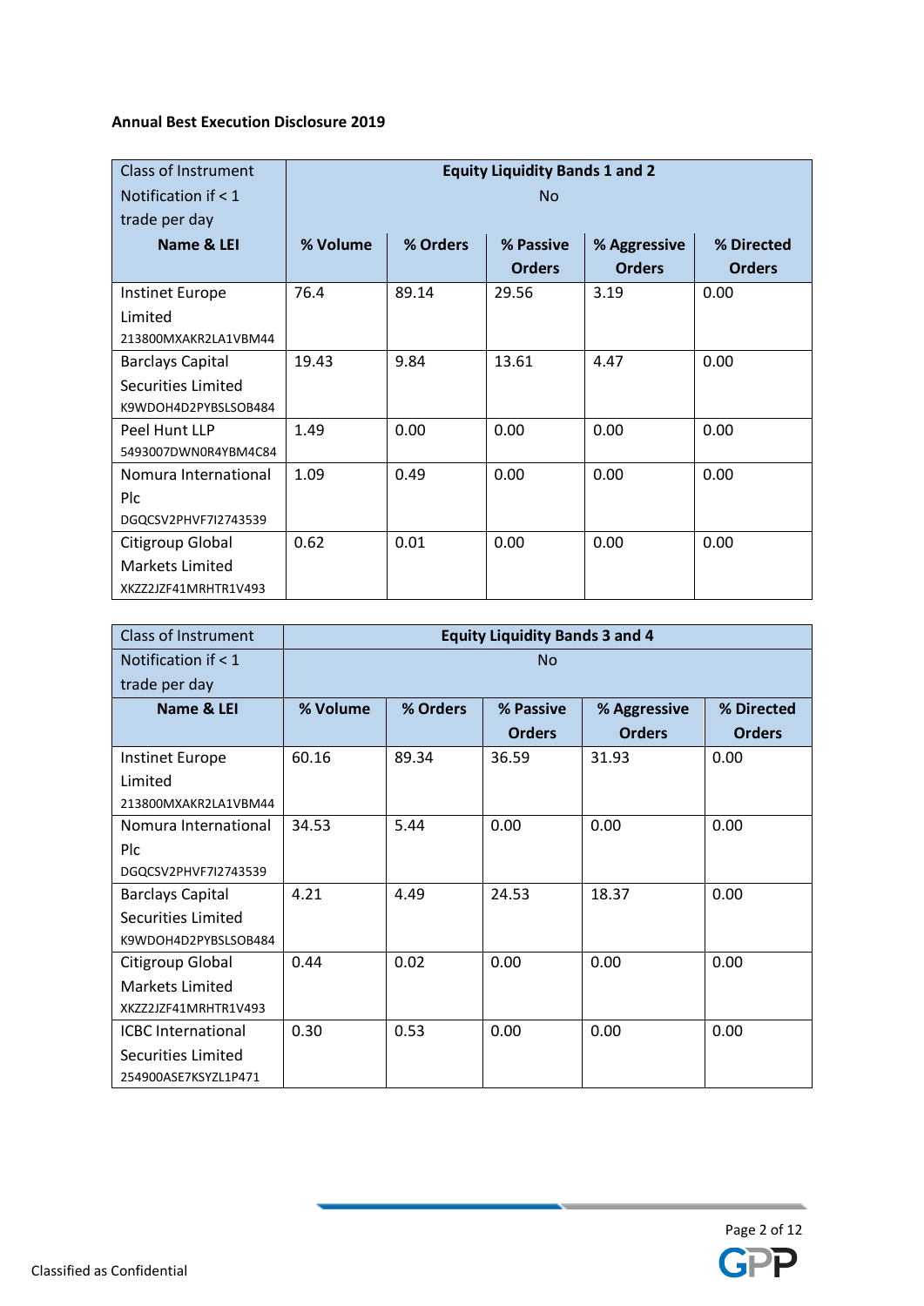**Annual Best Execution Disclosure 2019**

| Class of Instrument | Equity Liquidity Bands 1 and 2 | | | | |
|---|---|---|---|---|---|
| Notification if < 1 trade per day | No | | | | |
| **Name & LEI** | **% Volume** | **% Orders** | **% Passive Orders** | **% Aggressive Orders** | **% Directed Orders** |
| Instinet Europe Limited 213800MXAKR2LA1VBM44 | 76.4 | 89.14 | 29.56 | 3.19 | 0.00 |
| Barclays Capital Securities Limited K9WDOH4D2PYBSLSOB484 | 19.43 | 9.84 | 13.61 | 4.47 | 0.00 |
| Peel Hunt LLP 5493007DWN0R4YBM4C84 | 1.49 | 0.00 | 0.00 | 0.00 | 0.00 |
| Nomura International Plc DGQCSV2PHVF7I2743539 | 1.09 | 0.49 | 0.00 | 0.00 | 0.00 |
| Citigroup Global Markets Limited XKZZ2JZF41MRHTR1V493 | 0.62 | 0.01 | 0.00 | 0.00 | 0.00 |

| Class of Instrument | Equity Liquidity Bands 3 and 4 | | | | |
|---|---|---|---|---|---|
| Notification if < 1 trade per day | No | | | | |
| **Name & LEI** | **% Volume** | **% Orders** | **% Passive Orders** | **% Aggressive Orders** | **% Directed Orders** |
| Instinet Europe Limited 213800MXAKR2LA1VBM44 | 60.16 | 89.34 | 36.59 | 31.93 | 0.00 |
| Nomura International Plc DGQCSV2PHVF7I2743539 | 34.53 | 5.44 | 0.00 | 0.00 | 0.00 |
| Barclays Capital Securities Limited K9WDOH4D2PYBSLSOB484 | 4.21 | 4.49 | 24.53 | 18.37 | 0.00 |
| Citigroup Global Markets Limited XKZZ2JZF41MRHTR1V493 | 0.44 | 0.02 | 0.00 | 0.00 | 0.00 |
| ICBC International Securities Limited 254900ASE7KSYZL1P471 | 0.30 | 0.53 | 0.00 | 0.00 | 0.00 |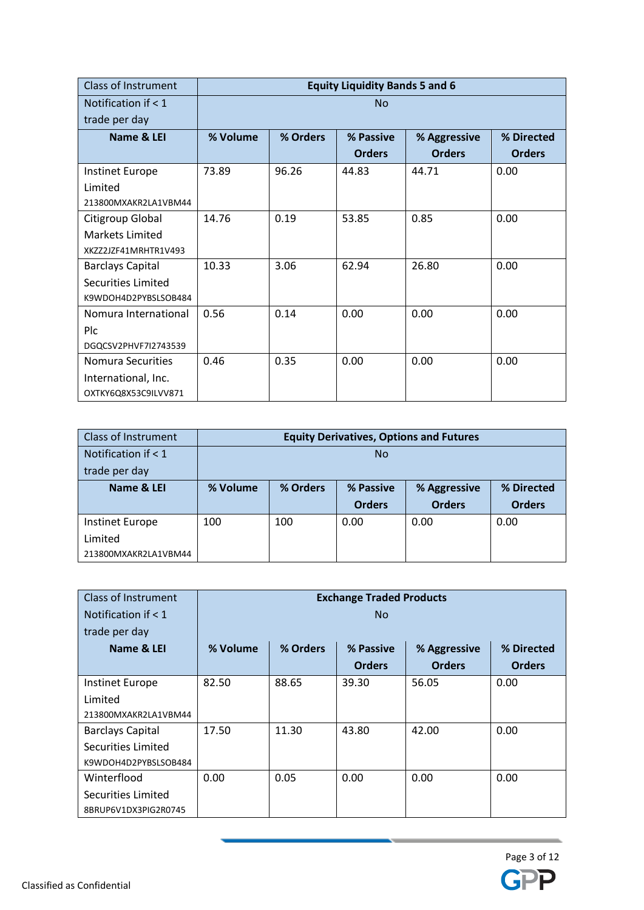| Class of Instrument | Equity Liquidity Bands 5 and 6 | | | | |
|---|---|---|---|---|---|
| Notification if < 1 trade per day | No | | | | |
| **Name & LEI** | **% Volume** | **% Orders** | **% Passive Orders** | **% Aggressive Orders** | **% Directed Orders** |
| Instinet Europe Limited 213800MXAKR2LA1VBM44 | 73.89 | 96.26 | 44.83 | 44.71 | 0.00 |
| Citigroup Global Markets Limited XKZZ2JZF41MRHTR1V493 | 14.76 | 0.19 | 53.85 | 0.85 | 0.00 |
| Barclays Capital Securities Limited K9WDOH4D2PYBSLSOB484 | 10.33 | 3.06 | 62.94 | 26.80 | 0.00 |
| Nomura International Plc DGQCSV2PHVF7I2743539 | 0.56 | 0.14 | 0.00 | 0.00 | 0.00 |
| Nomura Securities International, Inc. OXTKY6Q8X53C9ILVV871 | 0.46 | 0.35 | 0.00 | 0.00 | 0.00 |

| Class of Instrument | Equity Derivatives, Options and Futures | | | | |
|---|---|---|---|---|---|
| Notification if < 1 trade per day | No | | | | |
| **Name & LEI** | **% Volume** | **% Orders** | **% Passive Orders** | **% Aggressive Orders** | **% Directed Orders** |
| Instinet Europe Limited 213800MXAKR2LA1VBM44 | 100 | 100 | 0.00 | 0.00 | 0.00 |

| Class of Instrument | Exchange Traded Products | | | | |
|---|---|---|---|---|---|
| Notification if < 1 trade per day | No | | | | |
| **Name & LEI** | **% Volume** | **% Orders** | **% Passive Orders** | **% Aggressive Orders** | **% Directed Orders** |
| Instinet Europe Limited 213800MXAKR2LA1VBM44 | 82.50 | 88.65 | 39.30 | 56.05 | 0.00 |
| Barclays Capital Securities Limited K9WDOH4D2PYBSLSOB484 | 17.50 | 11.30 | 43.80 | 42.00 | 0.00 |
| Winterflood Securities Limited 8BRUP6V1DX3PIG2R0745 | 0.00 | 0.05 | 0.00 | 0.00 | 0.00 |

Classified as Confidential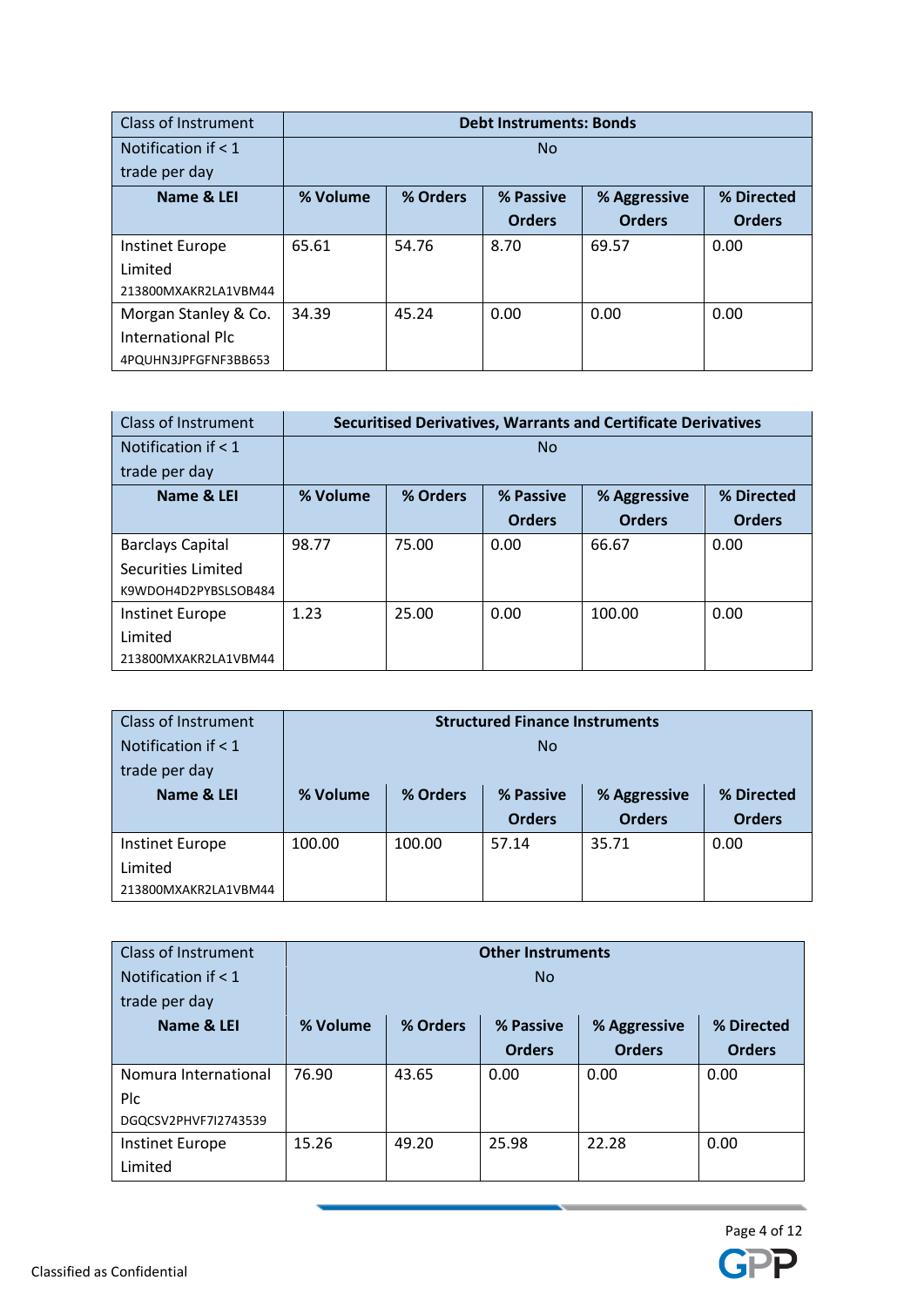| Class of Instrument | Debt Instruments: Bonds | | | | |
|---|---|---|---|---|---|
| Notification if < 1 trade per day | No | | | | |
| **Name & LEI** | **% Volume** | **% Orders** | **% Passive Orders** | **% Aggressive Orders** | **% Directed Orders** |
| Instinet Europe Limited 213800MXAKR2LA1VBM44 | 65.61 | 54.76 | 8.70 | 69.57 | 0.00 |
| Morgan Stanley & Co. International Plc 4PQUHN3JPFGFNF3BB653 | 34.39 | 45.24 | 0.00 | 0.00 | 0.00 |

| Class of Instrument | Securitised Derivatives, Warrants and Certificate Derivatives | | | | |
|---|---|---|---|---|---|
| Notification if < 1 trade per day | No | | | | |
| **Name & LEI** | **% Volume** | **% Orders** | **% Passive Orders** | **% Aggressive Orders** | **% Directed Orders** |
| Barclays Capital Securities Limited K9WDOH4D2PYBSLSOB484 | 98.77 | 75.00 | 0.00 | 66.67 | 0.00 |
| Instinet Europe Limited 213800MXAKR2LA1VBM44 | 1.23 | 25.00 | 0.00 | 100.00 | 0.00 |

| Class of Instrument | Structured Finance Instruments | | | | |
|---|---|---|---|---|---|
| Notification if < 1 trade per day | No | | | | |
| **Name & LEI** | **% Volume** | **% Orders** | **% Passive Orders** | **% Aggressive Orders** | **% Directed Orders** |
| Instinet Europe Limited 213800MXAKR2LA1VBM44 | 100.00 | 100.00 | 57.14 | 35.71 | 0.00 |

| Class of Instrument | Other Instruments | | | | |
|---|---|---|---|---|---|
| Notification if < 1 trade per day | No | | | | |
| **Name & LEI** | **% Volume** | **% Orders** | **% Passive Orders** | **% Aggressive Orders** | **% Directed Orders** |
| Nomura International Plc DGQCSV2PHVF7I2743539 | 76.90 | 43.65 | 0.00 | 0.00 | 0.00 |
| Instinet Europe Limited | 15.26 | 49.20 | 25.98 | 22.28 | 0.00 |

Classified as Confidential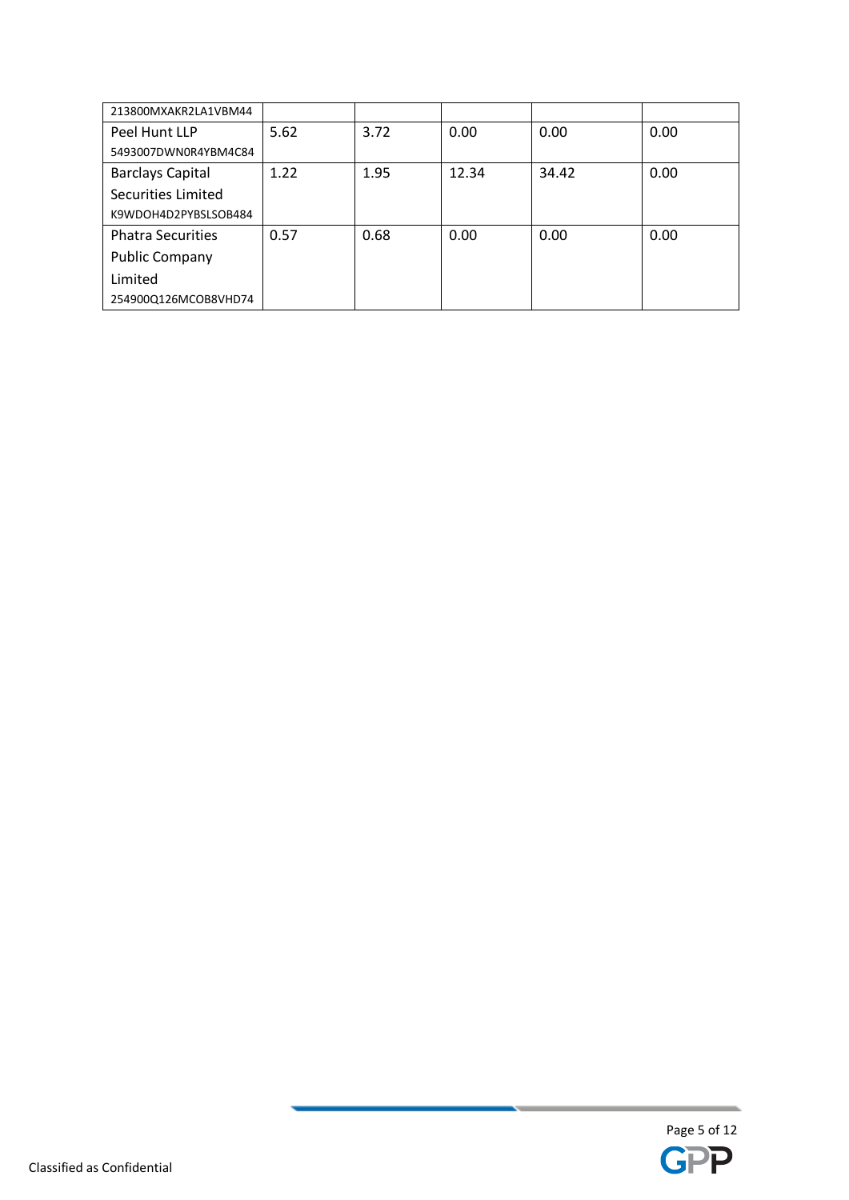| | | | | | |
|---|---|---|---|---|---|
| 213800MXAKR2LA1VBM44 | | | | | |
| Peel Hunt LLP 5493007DWN0R4YBM4C84 | 5.62 | 3.72 | 0.00 | 0.00 | 0.00 |
| Barclays Capital Securities Limited K9WDOH4D2PYBSLSOB484 | 1.22 | 1.95 | 12.34 | 34.42 | 0.00 |
| Phatra Securities Public Company Limited 254900Q126MCOB8VHD74 | 0.57 | 0.68 | 0.00 | 0.00 | 0.00 |

Classified as Confidential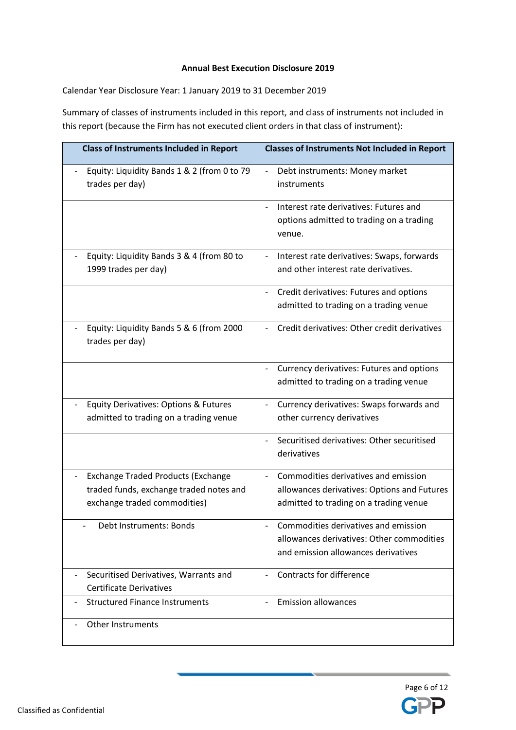**Annual Best Execution Disclosure 2019**

Calendar Year Disclosure Year: 1 January 2019 to 31 December 2019

Summary of classes of instruments included in this report, and class of instruments not included in this report (because the Firm has not executed client orders in that class of instrument):

| Class of Instruments Included in Report | Classes of Instruments Not Included in Report |
|---|---|
| - Equity: Liquidity Bands 1 & 2 (from 0 to 79 trades per day) | - Debt instruments: Money market instruments |
| | - Interest rate derivatives: Futures and options admitted to trading on a trading venue. |
| - Equity: Liquidity Bands 3 & 4 (from 80 to 1999 trades per day) | - Interest rate derivatives: Swaps, forwards and other interest rate derivatives. |
| | - Credit derivatives: Futures and options admitted to trading on a trading venue |
| - Equity: Liquidity Bands 5 & 6 (from 2000 trades per day) | - Credit derivatives: Other credit derivatives |
| | - Currency derivatives: Futures and options admitted to trading on a trading venue |
| - Equity Derivatives: Options & Futures admitted to trading on a trading venue | - Currency derivatives: Swaps forwards and other currency derivatives |
| | - Securitised derivatives: Other securitised derivatives |
| - Exchange Traded Products (Exchange traded funds, exchange traded notes and exchange traded commodities) | - Commodities derivatives and emission allowances derivatives: Options and Futures admitted to trading on a trading venue |
| - Debt Instruments: Bonds | - Commodities derivatives and emission allowances derivatives: Other commodities and emission allowances derivatives |
| - Securitised Derivatives, Warrants and Certificate Derivatives | - Contracts for difference |
| - Structured Finance Instruments | - Emission allowances |
| - Other Instruments | |

Classified as Confidential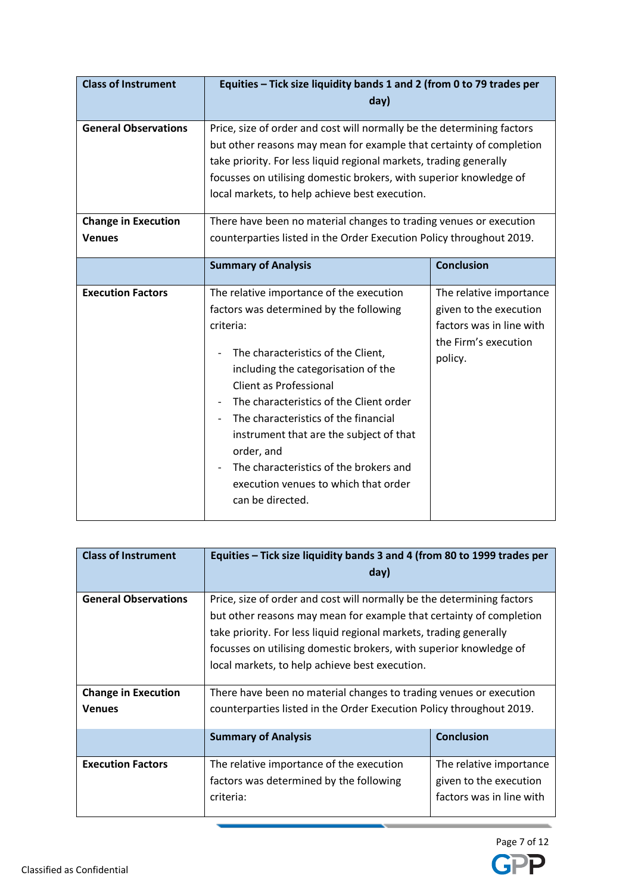| Class of Instrument | Equities – Tick size liquidity bands 1 and 2 (from 0 to 79 trades per day) | |
|---|---|---|
| **General Observations** | Price, size of order and cost will normally be the determining factors but other reasons may mean for example that certainty of completion take priority. For less liquid regional markets, trading generally focusses on utilising domestic brokers, with superior knowledge of local markets, to help achieve best execution. | |
| **Change in Execution Venues** | There have been no material changes to trading venues or execution counterparties listed in the Order Execution Policy throughout 2019. | |
| | **Summary of Analysis** | **Conclusion** |
| **Execution Factors** | The relative importance of the execution factors was determined by the following criteria:<br><br>- The characteristics of the Client, including the categorisation of the Client as Professional<br>- The characteristics of the Client order<br>- The characteristics of the financial instrument that are the subject of that order, and<br>- The characteristics of the brokers and execution venues to which that order can be directed. | The relative importance given to the execution factors was in line with the Firm's execution policy. |

| Class of Instrument | Equities – Tick size liquidity bands 3 and 4 (from 80 to 1999 trades per day) | |
|---|---|---|
| **General Observations** | Price, size of order and cost will normally be the determining factors but other reasons may mean for example that certainty of completion take priority. For less liquid regional markets, trading generally focusses on utilising domestic brokers, with superior knowledge of local markets, to help achieve best execution. | |
| **Change in Execution Venues** | There have been no material changes to trading venues or execution counterparties listed in the Order Execution Policy throughout 2019. | |
| | **Summary of Analysis** | **Conclusion** |
| **Execution Factors** | The relative importance of the execution factors was determined by the following criteria: | The relative importance given to the execution factors was in line with |

Classified as Confidential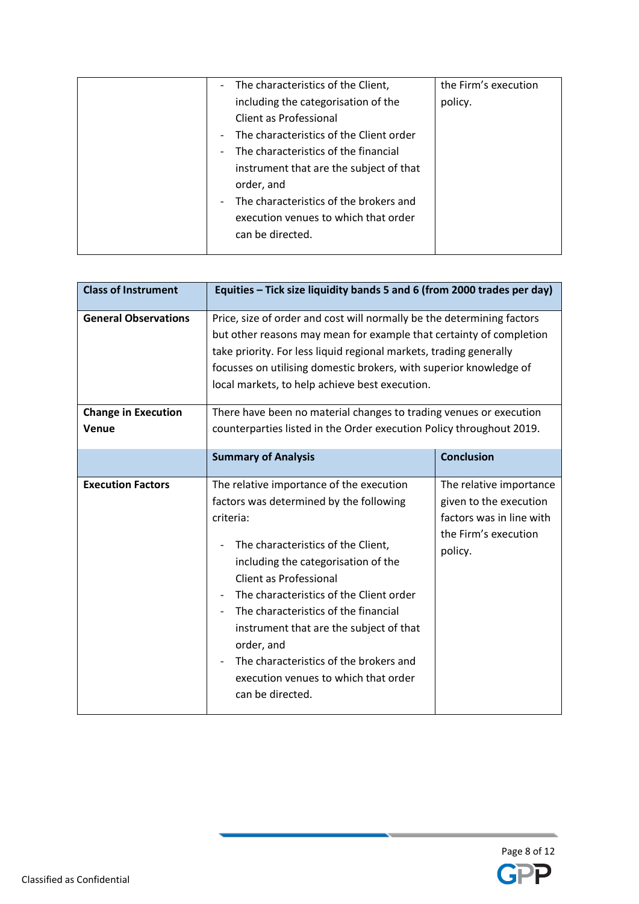| | | |
|---|---|---|
| | - The characteristics of the Client, including the categorisation of the Client as Professional<br>- The characteristics of the Client order<br>- The characteristics of the financial instrument that are the subject of that order, and<br>- The characteristics of the brokers and execution venues to which that order can be directed. | the Firm's execution policy. |

| **Class of Instrument** | **Equities – Tick size liquidity bands 5 and 6 (from 2000 trades per day)** | |
|---|---|---|
| **General Observations** | Price, size of order and cost will normally be the determining factors but other reasons may mean for example that certainty of completion take priority. For less liquid regional markets, trading generally focusses on utilising domestic brokers, with superior knowledge of local markets, to help achieve best execution. | |
| **Change in Execution Venue** | There have been no material changes to trading venues or execution counterparties listed in the Order execution Policy throughout 2019. | |
| | **Summary of Analysis** | **Conclusion** |
| **Execution Factors** | The relative importance of the execution factors was determined by the following criteria:<br>- The characteristics of the Client, including the categorisation of the Client as Professional<br>- The characteristics of the Client order<br>- The characteristics of the financial instrument that are the subject of that order, and<br>- The characteristics of the brokers and execution venues to which that order can be directed. | The relative importance given to the execution factors was in line with the Firm's execution policy. |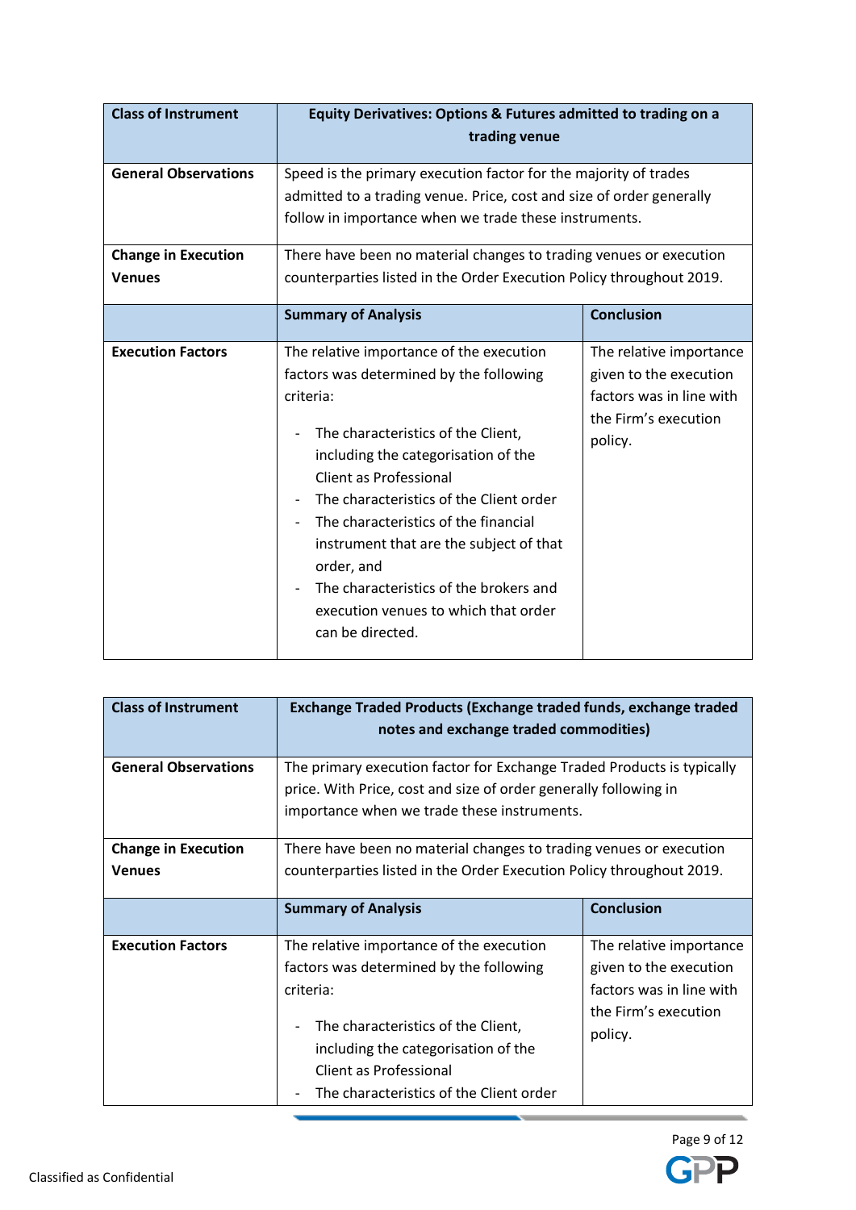| Class of Instrument | **Equity Derivatives: Options & Futures admitted to trading on a trading venue** | |
|---|---|---|
| **General Observations** | Speed is the primary execution factor for the majority of trades admitted to a trading venue. Price, cost and size of order generally follow in importance when we trade these instruments. | |
| **Change in Execution Venues** | There have been no material changes to trading venues or execution counterparties listed in the Order Execution Policy throughout 2019. | |
| | **Summary of Analysis** | **Conclusion** |
| **Execution Factors** | The relative importance of the execution factors was determined by the following criteria:<br><br>- The characteristics of the Client, including the categorisation of the Client as Professional<br>- The characteristics of the Client order<br>- The characteristics of the financial instrument that are the subject of that order, and<br>- The characteristics of the brokers and execution venues to which that order can be directed. | The relative importance given to the execution factors was in line with the Firm's execution policy. |

| Class of Instrument | **Exchange Traded Products (Exchange traded funds, exchange traded notes and exchange traded commodities)** | |
|---|---|---|
| **General Observations** | The primary execution factor for Exchange Traded Products is typically price. With Price, cost and size of order generally following in importance when we trade these instruments. | |
| **Change in Execution Venues** | There have been no material changes to trading venues or execution counterparties listed in the Order Execution Policy throughout 2019. | |
| | **Summary of Analysis** | **Conclusion** |
| **Execution Factors** | The relative importance of the execution factors was determined by the following criteria:<br><br>- The characteristics of the Client, including the categorisation of the Client as Professional<br>- The characteristics of the Client order | The relative importance given to the execution factors was in line with the Firm's execution policy. |

Classified as Confidential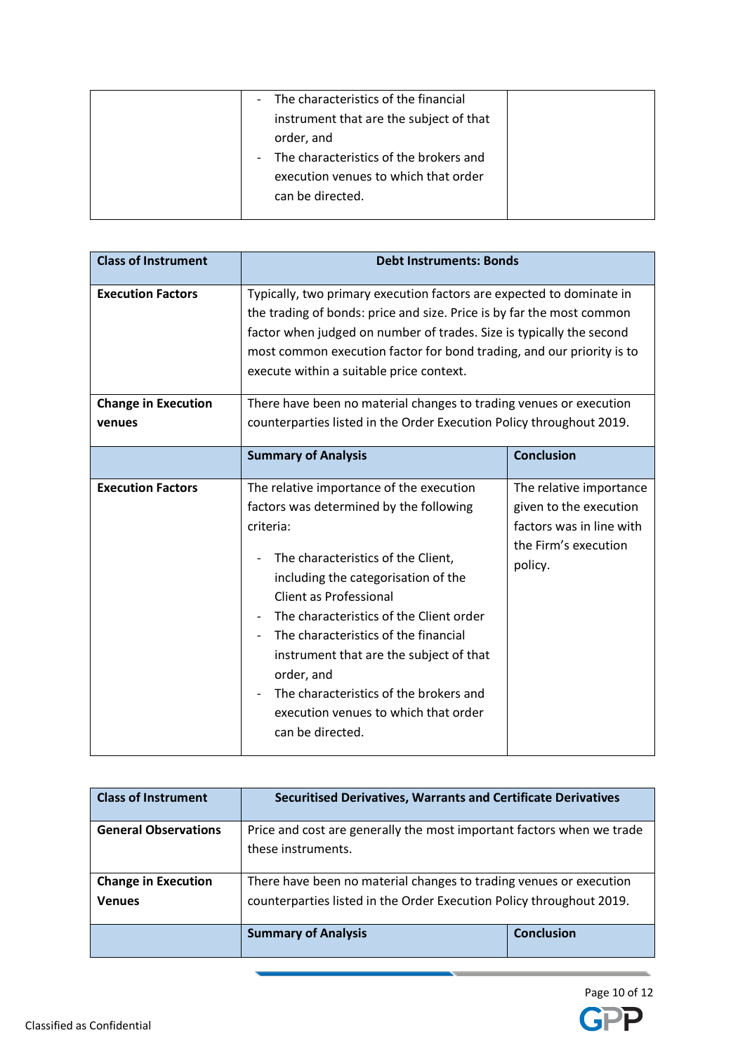| | | |
|---|---|---|
| | - The characteristics of the financial instrument that are the subject of that order, and<br>- The characteristics of the brokers and execution venues to which that order can be directed. | |

| Class of Instrument | Debt Instruments: Bonds | |
|---|---|---|
| **Execution Factors** | Typically, two primary execution factors are expected to dominate in the trading of bonds: price and size. Price is by far the most common factor when judged on number of trades. Size is typically the second most common execution factor for bond trading, and our priority is to execute within a suitable price context. | |
| **Change in Execution venues** | There have been no material changes to trading venues or execution counterparties listed in the Order Execution Policy throughout 2019. | |
| | **Summary of Analysis** | **Conclusion** |
| **Execution Factors** | The relative importance of the execution factors was determined by the following criteria:<br>- The characteristics of the Client, including the categorisation of the Client as Professional<br>- The characteristics of the Client order<br>- The characteristics of the financial instrument that are the subject of that order, and<br>- The characteristics of the brokers and execution venues to which that order can be directed. | The relative importance given to the execution factors was in line with the Firm's execution policy. |

| Class of Instrument | Securitised Derivatives, Warrants and Certificate Derivatives | |
|---|---|---|
| **General Observations** | Price and cost are generally the most important factors when we trade these instruments. | |
| **Change in Execution Venues** | There have been no material changes to trading venues or execution counterparties listed in the Order Execution Policy throughout 2019. | |
| | **Summary of Analysis** | **Conclusion** |

Classified as Confidential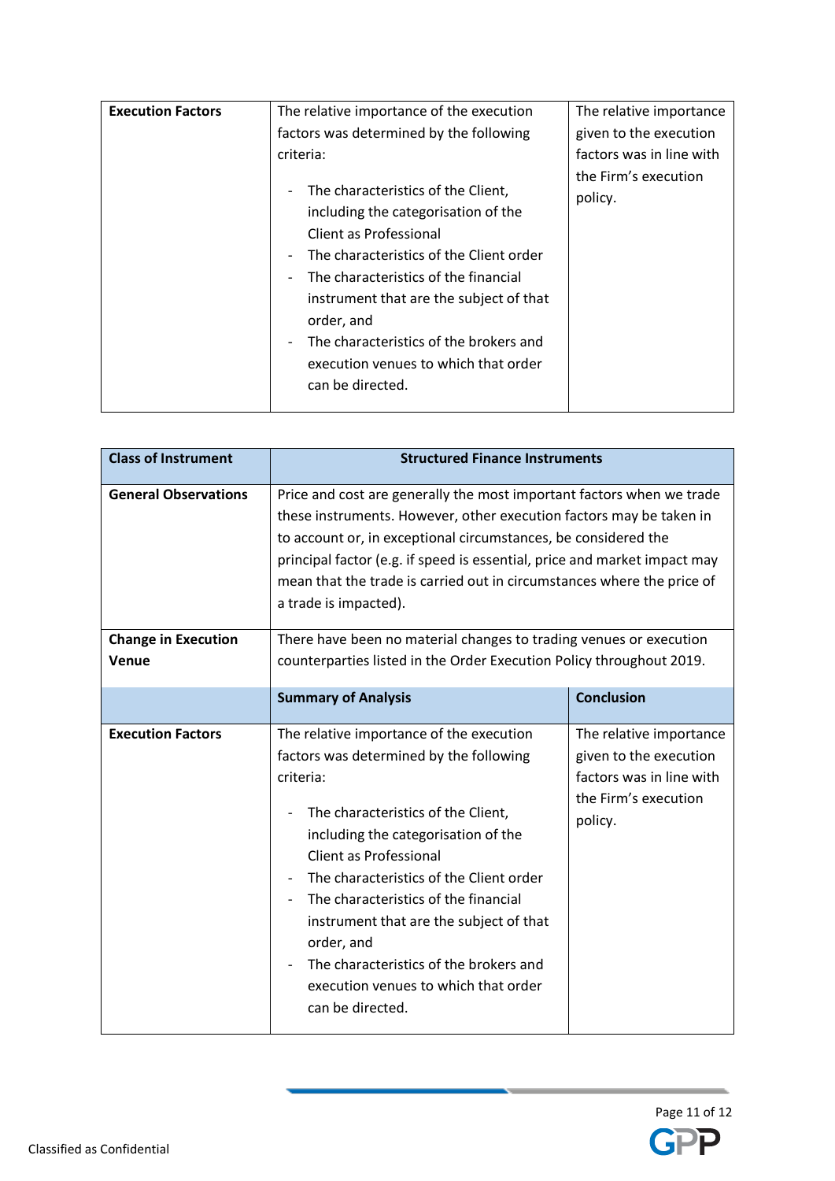| | | |
|---|---|---|
| **Execution Factors** | The relative importance of the execution factors was determined by the following criteria:<br><br>- The characteristics of the Client, including the categorisation of the Client as Professional<br>- The characteristics of the Client order<br>- The characteristics of the financial instrument that are the subject of that order, and<br>- The characteristics of the brokers and execution venues to which that order can be directed. | The relative importance given to the execution factors was in line with the Firm's execution policy. |

| **Class of Instrument** | **Structured Finance Instruments** | |
|---|---|---|
| **General Observations** | Price and cost are generally the most important factors when we trade these instruments. However, other execution factors may be taken in to account or, in exceptional circumstances, be considered the principal factor (e.g. if speed is essential, price and market impact may mean that the trade is carried out in circumstances where the price of a trade is impacted). | |
| **Change in Execution Venue** | There have been no material changes to trading venues or execution counterparties listed in the Order Execution Policy throughout 2019. | |
| | **Summary of Analysis** | **Conclusion** |
| **Execution Factors** | The relative importance of the execution factors was determined by the following criteria:<br><br>- The characteristics of the Client, including the categorisation of the Client as Professional<br>- The characteristics of the Client order<br>- The characteristics of the financial instrument that are the subject of that order, and<br>- The characteristics of the brokers and execution venues to which that order can be directed. | The relative importance given to the execution factors was in line with the Firm's execution policy. |

Classified as Confidential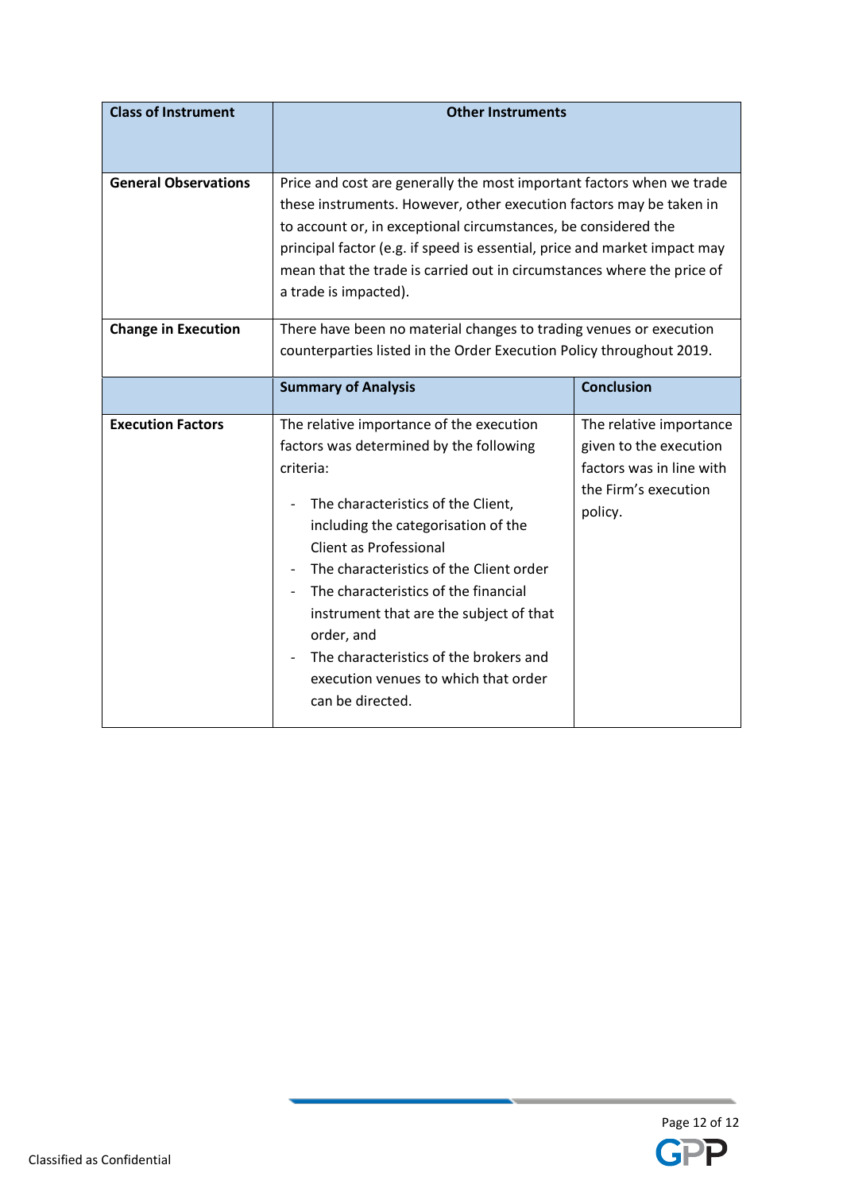| Class of Instrument | Other Instruments | |
|---|---|---|
| **General Observations** | Price and cost are generally the most important factors when we trade these instruments. However, other execution factors may be taken in to account or, in exceptional circumstances, be considered the principal factor (e.g. if speed is essential, price and market impact may mean that the trade is carried out in circumstances where the price of a trade is impacted). | |
| **Change in Execution** | There have been no material changes to trading venues or execution counterparties listed in the Order Execution Policy throughout 2019. | |
| | **Summary of Analysis** | **Conclusion** |
| **Execution Factors** | The relative importance of the execution factors was determined by the following criteria:<br>- The characteristics of the Client, including the categorisation of the Client as Professional<br>- The characteristics of the Client order<br>- The characteristics of the financial instrument that are the subject of that order, and<br>- The characteristics of the brokers and execution venues to which that order can be directed. | The relative importance given to the execution factors was in line with the Firm's execution policy. |